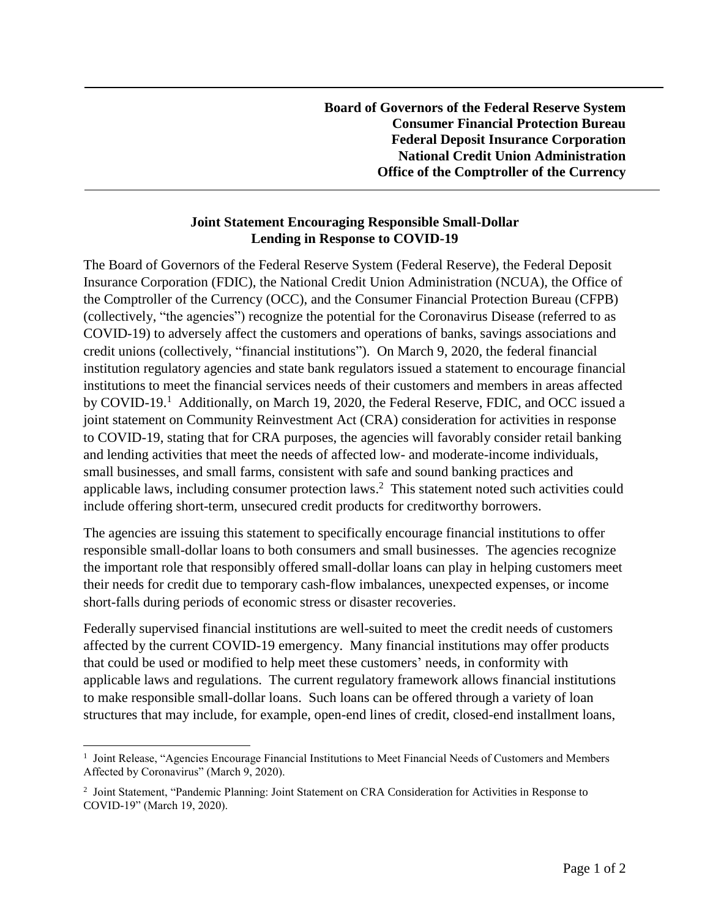**Board of Governors of the Federal Reserve System**
**Consumer Financial Protection Bureau**
**Federal Deposit Insurance Corporation**
**National Credit Union Administration**
**Office of the Comptroller of the Currency**

## Joint Statement Encouraging Responsible Small-Dollar Lending in Response to COVID-19

The Board of Governors of the Federal Reserve System (Federal Reserve), the Federal Deposit Insurance Corporation (FDIC), the National Credit Union Administration (NCUA), the Office of the Comptroller of the Currency (OCC), and the Consumer Financial Protection Bureau (CFPB) (collectively, "the agencies") recognize the potential for the Coronavirus Disease (referred to as COVID-19) to adversely affect the customers and operations of banks, savings associations and credit unions (collectively, "financial institutions"). On March 9, 2020, the federal financial institution regulatory agencies and state bank regulators issued a statement to encourage financial institutions to meet the financial services needs of their customers and members in areas affected by COVID-19.[1] Additionally, on March 19, 2020, the Federal Reserve, FDIC, and OCC issued a joint statement on Community Reinvestment Act (CRA) consideration for activities in response to COVID-19, stating that for CRA purposes, the agencies will favorably consider retail banking and lending activities that meet the needs of affected low- and moderate-income individuals, small businesses, and small farms, consistent with safe and sound banking practices and applicable laws, including consumer protection laws.[2] This statement noted such activities could include offering short-term, unsecured credit products for creditworthy borrowers.

The agencies are issuing this statement to specifically encourage financial institutions to offer responsible small-dollar loans to both consumers and small businesses. The agencies recognize the important role that responsibly offered small-dollar loans can play in helping customers meet their needs for credit due to temporary cash-flow imbalances, unexpected expenses, or income short-falls during periods of economic stress or disaster recoveries.

Federally supervised financial institutions are well-suited to meet the credit needs of customers affected by the current COVID-19 emergency. Many financial institutions may offer products that could be used or modified to help meet these customers' needs, in conformity with applicable laws and regulations. The current regulatory framework allows financial institutions to make responsible small-dollar loans. Such loans can be offered through a variety of loan structures that may include, for example, open-end lines of credit, closed-end installment loans,

[1] Joint Release, "Agencies Encourage Financial Institutions to Meet Financial Needs of Customers and Members Affected by Coronavirus" (March 9, 2020).

[2] Joint Statement, "Pandemic Planning: Joint Statement on CRA Consideration for Activities in Response to COVID-19" (March 19, 2020).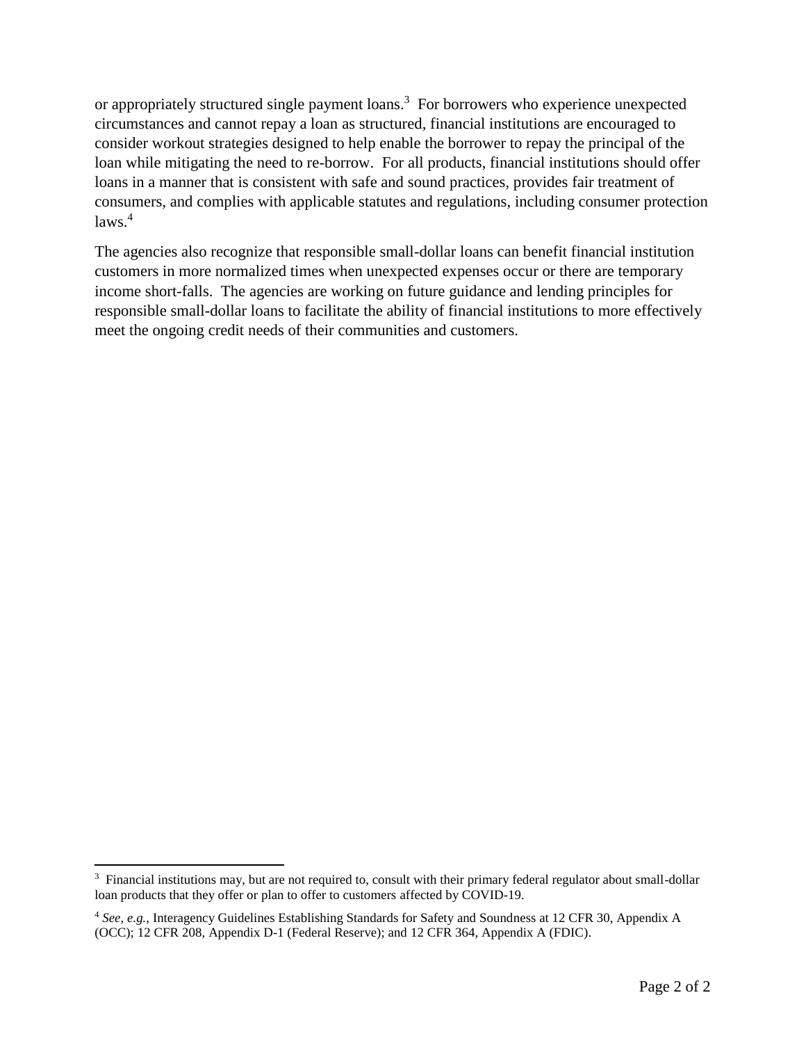or appropriately structured single payment loans.[3] For borrowers who experience unexpected circumstances and cannot repay a loan as structured, financial institutions are encouraged to consider workout strategies designed to help enable the borrower to repay the principal of the loan while mitigating the need to re-borrow. For all products, financial institutions should offer loans in a manner that is consistent with safe and sound practices, provides fair treatment of consumers, and complies with applicable statutes and regulations, including consumer protection laws.[4]

The agencies also recognize that responsible small-dollar loans can benefit financial institution customers in more normalized times when unexpected expenses occur or there are temporary income short-falls. The agencies are working on future guidance and lending principles for responsible small-dollar loans to facilitate the ability of financial institutions to more effectively meet the ongoing credit needs of their communities and customers.

---

[3] Financial institutions may, but are not required to, consult with their primary federal regulator about small-dollar loan products that they offer or plan to offer to customers affected by COVID-19.

[4] *See, e.g.*, Interagency Guidelines Establishing Standards for Safety and Soundness at 12 CFR 30, Appendix A (OCC); 12 CFR 208, Appendix D-1 (Federal Reserve); and 12 CFR 364, Appendix A (FDIC).